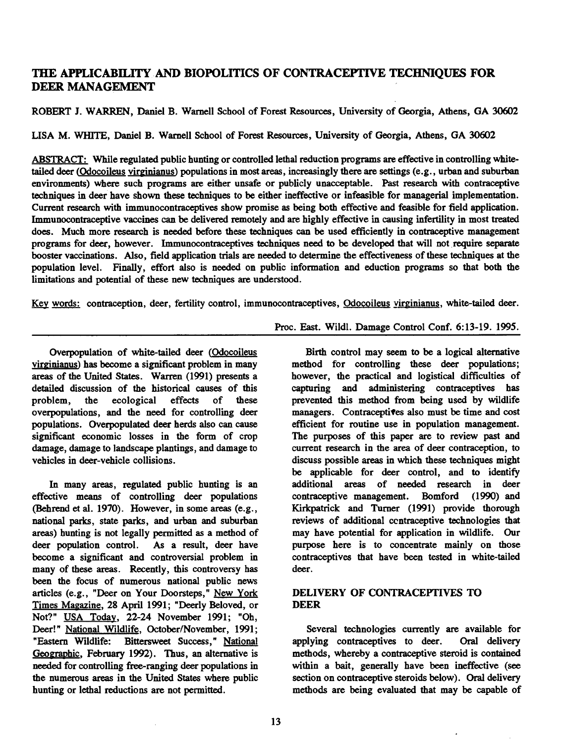# THE APPLICABILITY AND BIOPOLITICS OF CONTRACEPTIVE TECHNIQUES FOR DEER MANAGEMENT

ROBERT J. WARREN, Daniel B. Warnell School of Forest Resources, University of Georgia, Athens, GA 30602

LISA M. WHITE, Daniel B. Warnell School of Forest Resources, University of Georgia, Athens, GA 30602

ABSTRACT: While regulated public hunting or controlled lethal reduction programs are effective in controlling white-tailed deer (*Odocoileus virginianus*) populations in most areas, increasingly there are settings (e.g., urban and suburban environments) where such programs are either unsafe or publicly unacceptable. Past research with contraceptive techniques in deer have shown these techniques to be either ineffective or infeasible for managerial implementation. Current research with immunocontraceptives show promise as being both effective and feasible for field application. Immunocontraceptive vaccines can be delivered remotely and are highly effective in causing infertility in most treated does. Much more research is needed before these techniques can be used efficiently in contraceptive management programs for deer, however. Immunocontraceptives techniques need to be developed that will not require separate booster vaccinations. Also, field application trials are needed to determine the effectiveness of these techniques at the population level. Finally, effort also is needed on public information and eduction programs so that both the limitations and potential of these new techniques are understood.

Key words: contraception, deer, fertility control, immunocontraceptives, *Odocoileus virginianus*, white-tailed deer.

Proc. East. Wildl. Damage Control Conf. 6:13-19. 1995.

---

Overpopulation of white-tailed deer (*Odocoileus virginianus*) has become a significant problem in many areas of the United States. Warren (1991) presents a detailed discussion of the historical causes of this problem, the ecological effects of these overpopulations, and the need for controlling deer populations. Overpopulated deer herds also can cause significant economic losses in the form of crop damage, damage to landscape plantings, and damage to vehicles in deer-vehicle collisions.

In many areas, regulated public hunting is an effective means of controlling deer populations (Behrend et al. 1970). However, in some areas (e.g., national parks, state parks, and urban and suburban areas) hunting is not legally permitted as a method of deer population control. As a result, deer have become a significant and controversial problem in many of these areas. Recently, this controversy has been the focus of numerous national public news articles (e.g., "Deer on Your Doorsteps," New York Times Magazine, 28 April 1991; "Deerly Beloved, or Not?" USA Today, 22-24 November 1991; "Oh, Deer!" National Wildlife, October/November, 1991; "Eastern Wildlife: Bittersweet Success," National Geographic, February 1992). Thus, an alternative is needed for controlling free-ranging deer populations in the numerous areas in the United States where public hunting or lethal reductions are not permitted.

Birth control may seem to be a logical alternative method for controlling these deer populations; however, the practical and logistical difficulties of capturing and administering contraceptives has prevented this method from being used by wildlife managers. Contraceptives also must be time and cost efficient for routine use in population management. The purposes of this paper are to review past and current research in the area of deer contraception, to discuss possible areas in which these techniques might be applicable for deer control, and to identify additional areas of needed research in deer contraceptive management. Bomford (1990) and Kirkpatrick and Turner (1991) provide thorough reviews of additional contraceptive technologies that may have potential for application in wildlife. Our purpose here is to concentrate mainly on those contraceptives that have been tested in white-tailed deer.

## DELIVERY OF CONTRACEPTIVES TO DEER

Several technologies currently are available for applying contraceptives to deer. Oral delivery methods, whereby a contraceptive steroid is contained within a bait, generally have been ineffective (see section on contraceptive steroids below). Oral delivery methods are being evaluated that may be capable of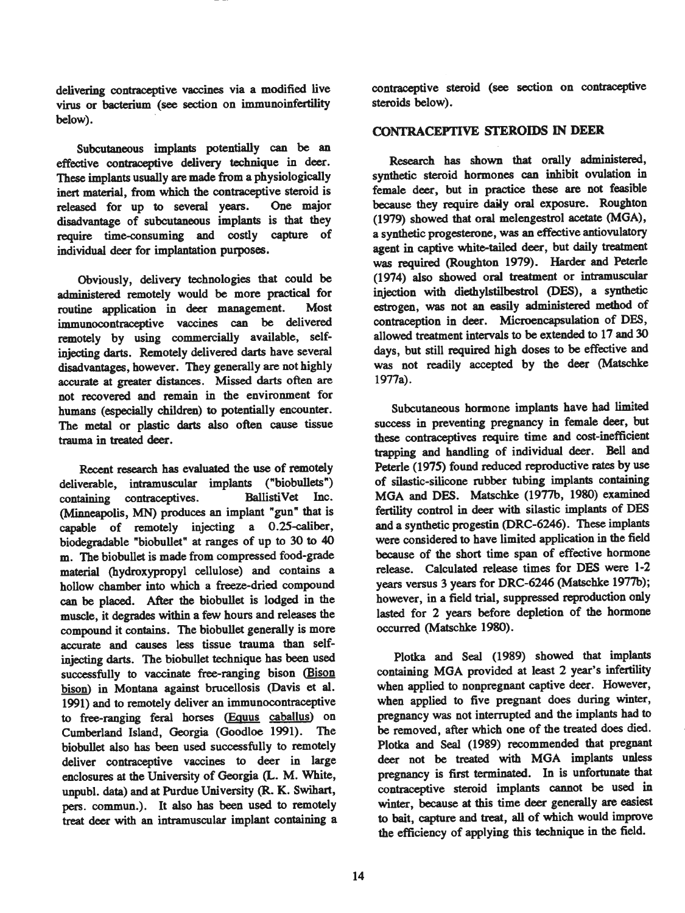delivering contraceptive vaccines via a modified live virus or bacterium (see section on immunoinfertility below).

Subcutaneous implants potentially can be an effective contraceptive delivery technique in deer. These implants usually are made from a physiologically inert material, from which the contraceptive steroid is released for up to several years. One major disadvantage of subcutaneous implants is that they require time-consuming and costly capture of individual deer for implantation purposes.

Obviously, delivery technologies that could be administered remotely would be more practical for routine application in deer management. Most immunocontraceptive vaccines can be delivered remotely by using commercially available, self-injecting darts. Remotely delivered darts have several disadvantages, however. They generally are not highly accurate at greater distances. Missed darts often are not recovered and remain in the environment for humans (especially children) to potentially encounter. The metal or plastic darts also often cause tissue trauma in treated deer.

Recent research has evaluated the use of remotely deliverable, intramuscular implants ("biobullets") containing contraceptives. BallistiVet Inc. (Minneapolis, MN) produces an implant "gun" that is capable of remotely injecting a 0.25-caliber, biodegradable "biobullet" at ranges of up to 30 to 40 m. The biobullet is made from compressed food-grade material (hydroxypropyl cellulose) and contains a hollow chamber into which a freeze-dried compound can be placed. After the biobullet is lodged in the muscle, it degrades within a few hours and releases the compound it contains. The biobullet generally is more accurate and causes less tissue trauma than self-injecting darts. The biobullet technique has been used successfully to vaccinate free-ranging bison (Bison bison) in Montana against brucellosis (Davis et al. 1991) and to remotely deliver an immunocontraceptive to free-ranging feral horses (Equus caballus) on Cumberland Island, Georgia (Goodloe 1991). The biobullet also has been used successfully to remotely deliver contraceptive vaccines to deer in large enclosures at the University of Georgia (L. M. White, unpubl. data) and at Purdue University (R. K. Swihart, pers. commun.). It also has been used to remotely treat deer with an intramuscular implant containing a contraceptive steroid (see section on contraceptive steroids below).

## CONTRACEPTIVE STEROIDS IN DEER

Research has shown that orally administered, synthetic steroid hormones can inhibit ovulation in female deer, but in practice these are not feasible because they require daily oral exposure. Roughton (1979) showed that oral melengestrol acetate (MGA), a synthetic progesterone, was an effective antiovulatory agent in captive white-tailed deer, but daily treatment was required (Roughton 1979). Harder and Peterle (1974) also showed oral treatment or intramuscular injection with diethylstilbestrol (DES), a synthetic estrogen, was not an easily administered method of contraception in deer. Microencapsulation of DES, allowed treatment intervals to be extended to 17 and 30 days, but still required high doses to be effective and was not readily accepted by the deer (Matschke 1977a).

Subcutaneous hormone implants have had limited success in preventing pregnancy in female deer, but these contraceptives require time and cost-inefficient trapping and handling of individual deer. Bell and Peterle (1975) found reduced reproductive rates by use of silastic-silicone rubber tubing implants containing MGA and DES. Matschke (1977b, 1980) examined fertility control in deer with silastic implants of DES and a synthetic progestin (DRC-6246). These implants were considered to have limited application in the field because of the short time span of effective hormone release. Calculated release times for DES were 1-2 years versus 3 years for DRC-6246 (Matschke 1977b); however, in a field trial, suppressed reproduction only lasted for 2 years before depletion of the hormone occurred (Matschke 1980).

Plotka and Seal (1989) showed that implants containing MGA provided at least 2 year's infertility when applied to nonpregnant captive deer. However, when applied to five pregnant does during winter, pregnancy was not interrupted and the implants had to be removed, after which one of the treated does died. Plotka and Seal (1989) recommended that pregnant deer not be treated with MGA implants unless pregnancy is first terminated. In is unfortunate that contraceptive steroid implants cannot be used in winter, because at this time deer generally are easiest to bait, capture and treat, all of which would improve the efficiency of applying this technique in the field.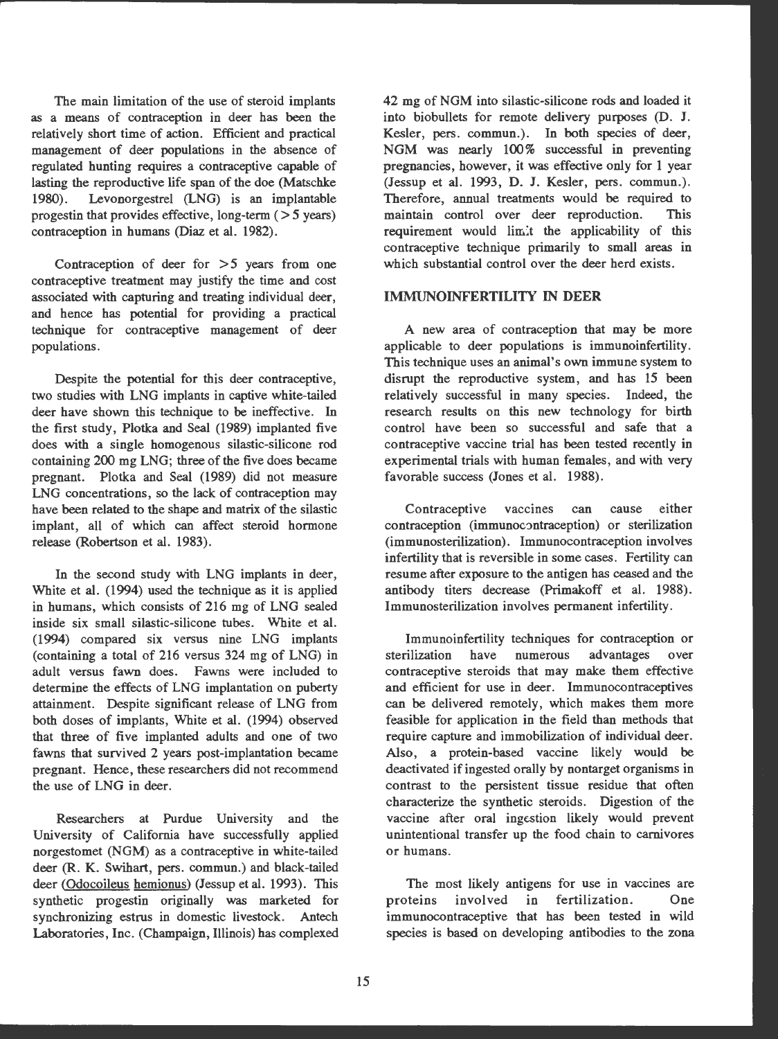The main limitation of the use of steroid implants as a means of contraception in deer has been the relatively short time of action. Efficient and practical management of deer populations in the absence of regulated hunting requires a contraceptive capable of lasting the reproductive life span of the doe (Matschke 1980). Levonorgestrel (LNG) is an implantable progestin that provides effective, long-term (>5 years) contraception in humans (Diaz et al. 1982).

Contraception of deer for >5 years from one contraceptive treatment may justify the time and cost associated with capturing and treating individual deer, and hence has potential for providing a practical technique for contraceptive management of deer populations.

Despite the potential for this deer contraceptive, two studies with LNG implants in captive white-tailed deer have shown this technique to be ineffective. In the first study, Plotka and Seal (1989) implanted five does with a single homogenous silastic-silicone rod containing 200 mg LNG; three of the five does became pregnant. Plotka and Seal (1989) did not measure LNG concentrations, so the lack of contraception may have been related to the shape and matrix of the silastic implant, all of which can affect steroid hormone release (Robertson et al. 1983).

In the second study with LNG implants in deer, White et al. (1994) used the technique as it is applied in humans, which consists of 216 mg of LNG sealed inside six small silastic-silicone tubes. White et al. (1994) compared six versus nine LNG implants (containing a total of 216 versus 324 mg of LNG) in adult versus fawn does. Fawns were included to determine the effects of LNG implantation on puberty attainment. Despite significant release of LNG from both doses of implants, White et al. (1994) observed that three of five implanted adults and one of two fawns that survived 2 years post-implantation became pregnant. Hence, these researchers did not recommend the use of LNG in deer.

Researchers at Purdue University and the University of California have successfully applied norgestomet (NGM) as a contraceptive in white-tailed deer (R. K. Swihart, pers. commun.) and black-tailed deer (*Odocoileus hemionus*) (Jessup et al. 1993). This synthetic progestin originally was marketed for synchronizing estrus in domestic livestock. Antech Laboratories, Inc. (Champaign, Illinois) has complexed 42 mg of NGM into silastic-silicone rods and loaded it into biobullets for remote delivery purposes (D. J. Kesler, pers. commun.). In both species of deer, NGM was nearly 100% successful in preventing pregnancies, however, it was effective only for 1 year (Jessup et al. 1993, D. J. Kesler, pers. commun.). Therefore, annual treatments would be required to maintain control over deer reproduction. This requirement would limit the applicability of this contraceptive technique primarily to small areas in which substantial control over the deer herd exists.

## IMMUNOINFERTILITY IN DEER

A new area of contraception that may be more applicable to deer populations is immunoinfertility. This technique uses an animal's own immune system to disrupt the reproductive system, and has 15 been relatively successful in many species. Indeed, the research results on this new technology for birth control have been so successful and safe that a contraceptive vaccine trial has been tested recently in experimental trials with human females, and with very favorable success (Jones et al. 1988).

Contraceptive vaccines can cause either contraception (immunocontraception) or sterilization (immunosterilization). Immunocontraception involves infertility that is reversible in some cases. Fertility can resume after exposure to the antigen has ceased and the antibody titers decrease (Primakoff et al. 1988). Immunosterilization involves permanent infertility.

Immunoinfertility techniques for contraception or sterilization have numerous advantages over contraceptive steroids that may make them effective and efficient for use in deer. Immunocontraceptives can be delivered remotely, which makes them more feasible for application in the field than methods that require capture and immobilization of individual deer. Also, a protein-based vaccine likely would be deactivated if ingested orally by nontarget organisms in contrast to the persistent tissue residue that often characterize the synthetic steroids. Digestion of the vaccine after oral ingestion likely would prevent unintentional transfer up the food chain to carnivores or humans.

The most likely antigens for use in vaccines are proteins involved in fertilization. One immunocontraceptive that has been tested in wild species is based on developing antibodies to the zona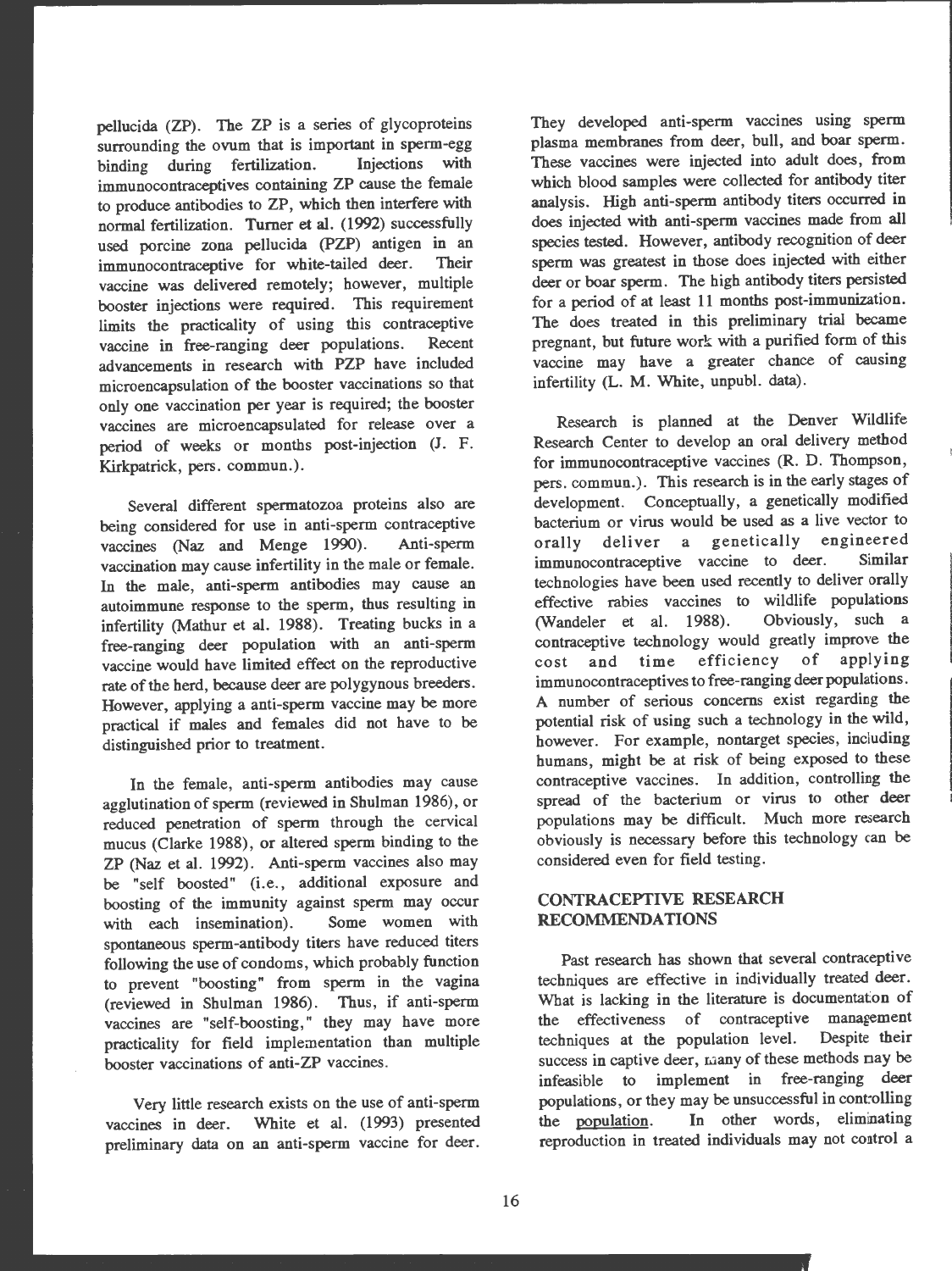pellucida (ZP). The ZP is a series of glycoproteins surrounding the ovum that is important in sperm-egg binding during fertilization. Injections with immunocontraceptives containing ZP cause the female to produce antibodies to ZP, which then interfere with normal fertilization. Turner et al. (1992) successfully used porcine zona pellucida (PZP) antigen in an immunocontraceptive for white-tailed deer. Their vaccine was delivered remotely; however, multiple booster injections were required. This requirement limits the practicality of using this contraceptive vaccine in free-ranging deer populations. Recent advancements in research with PZP have included microencapsulation of the booster vaccinations so that only one vaccination per year is required; the booster vaccines are microencapsulated for release over a period of weeks or months post-injection (J. F. Kirkpatrick, pers. commun.).

Several different spermatozoa proteins also are being considered for use in anti-sperm contraceptive vaccines (Naz and Menge 1990). Anti-sperm vaccination may cause infertility in the male or female. In the male, anti-sperm antibodies may cause an autoimmune response to the sperm, thus resulting in infertility (Mathur et al. 1988). Treating bucks in a free-ranging deer population with an anti-sperm vaccine would have limited effect on the reproductive rate of the herd, because deer are polygynous breeders. However, applying a anti-sperm vaccine may be more practical if males and females did not have to be distinguished prior to treatment.

In the female, anti-sperm antibodies may cause agglutination of sperm (reviewed in Shulman 1986), or reduced penetration of sperm through the cervical mucus (Clarke 1988), or altered sperm binding to the ZP (Naz et al. 1992). Anti-sperm vaccines also may be "self boosted" (i.e., additional exposure and boosting of the immunity against sperm may occur with each insemination). Some women with spontaneous sperm-antibody titers have reduced titers following the use of condoms, which probably function to prevent "boosting" from sperm in the vagina (reviewed in Shulman 1986). Thus, if anti-sperm vaccines are "self-boosting," they may have more practicality for field implementation than multiple booster vaccinations of anti-ZP vaccines.

Very little research exists on the use of anti-sperm vaccines in deer. White et al. (1993) presented preliminary data on an anti-sperm vaccine for deer. They developed anti-sperm vaccines using sperm plasma membranes from deer, bull, and boar sperm. These vaccines were injected into adult does, from which blood samples were collected for antibody titer analysis. High anti-sperm antibody titers occurred in does injected with anti-sperm vaccines made from all species tested. However, antibody recognition of deer sperm was greatest in those does injected with either deer or boar sperm. The high antibody titers persisted for a period of at least 11 months post-immunization. The does treated in this preliminary trial became pregnant, but future work with a purified form of this vaccine may have a greater chance of causing infertility (L. M. White, unpubl. data).

Research is planned at the Denver Wildlife Research Center to develop an oral delivery method for immunocontraceptive vaccines (R. D. Thompson, pers. commun.). This research is in the early stages of development. Conceptually, a genetically modified bacterium or virus would be used as a live vector to orally deliver a genetically engineered immunocontraceptive vaccine to deer. Similar technologies have been used recently to deliver orally effective rabies vaccines to wildlife populations (Wandeler et al. 1988). Obviously, such a contraceptive technology would greatly improve the cost and time efficiency of applying immunocontraceptives to free-ranging deer populations. A number of serious concerns exist regarding the potential risk of using such a technology in the wild, however. For example, nontarget species, including humans, might be at risk of being exposed to these contraceptive vaccines. In addition, controlling the spread of the bacterium or virus to other deer populations may be difficult. Much more research obviously is necessary before this technology can be considered even for field testing.

## CONTRACEPTIVE RESEARCH RECOMMENDATIONS

Past research has shown that several contraceptive techniques are effective in individually treated deer. What is lacking in the literature is documentation of the effectiveness of contraceptive management techniques at the population level. Despite their success in captive deer, many of these methods may be infeasible to implement in free-ranging deer populations, or they may be unsuccessful in controlling the population. In other words, eliminating reproduction in treated individuals may not control a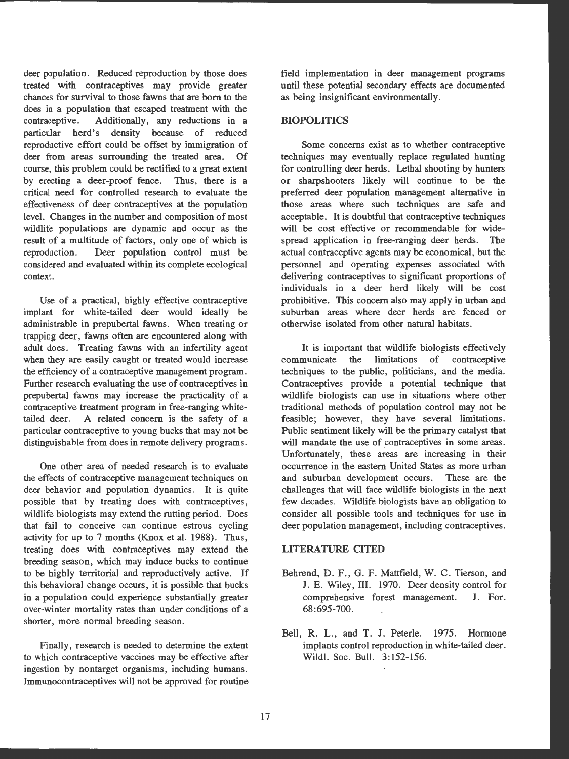deer population. Reduced reproduction by those does treated with contraceptives may provide greater chances for survival to those fawns that are born to the does in a population that escaped treatment with the contraceptive. Additionally, any reductions in a particular herd's density because of reduced reproductive effort could be offset by immigration of deer from areas surrounding the treated area. Of course, this problem could be rectified to a great extent by erecting a deer-proof fence. Thus, there is a critical need for controlled research to evaluate the effectiveness of deer contraceptives at the population level. Changes in the number and composition of most wildlife populations are dynamic and occur as the result of a multitude of factors, only one of which is reproduction. Deer population control must be considered and evaluated within its complete ecological context.

Use of a practical, highly effective contraceptive implant for white-tailed deer would ideally be administrable in prepubertal fawns. When treating or trapping deer, fawns often are encountered along with adult does. Treating fawns with an infertility agent when they are easily caught or treated would increase the efficiency of a contraceptive management program. Further research evaluating the use of contraceptives in prepubertal fawns may increase the practicality of a contraceptive treatment program in free-ranging white-tailed deer. A related concern is the safety of a particular contraceptive to young bucks that may not be distinguishable from does in remote delivery programs.

One other area of needed research is to evaluate the effects of contraceptive management techniques on deer behavior and population dynamics. It is quite possible that by treating does with contraceptives, wildlife biologists may extend the rutting period. Does that fail to conceive can continue estrous cycling activity for up to 7 months (Knox et al. 1988). Thus, treating does with contraceptives may extend the breeding season, which may induce bucks to continue to be highly territorial and reproductively active. If this behavioral change occurs, it is possible that bucks in a population could experience substantially greater over-winter mortality rates than under conditions of a shorter, more normal breeding season.

Finally, research is needed to determine the extent to which contraceptive vaccines may be effective after ingestion by nontarget organisms, including humans. Immunocontraceptives will not be approved for routine field implementation in deer management programs until these potential secondary effects are documented as being insignificant environmentally.

## BIOPOLITICS

Some concerns exist as to whether contraceptive techniques may eventually replace regulated hunting for controlling deer herds. Lethal shooting by hunters or sharpshooters likely will continue to be the preferred deer population management alternative in those areas where such techniques are safe and acceptable. It is doubtful that contraceptive techniques will be cost effective or recommendable for widespread application in free-ranging deer herds. The actual contraceptive agents may be economical, but the personnel and operating expenses associated with delivering contraceptives to significant proportions of individuals in a deer herd likely will be cost prohibitive. This concern also may apply in urban and suburban areas where deer herds are fenced or otherwise isolated from other natural habitats.

It is important that wildlife biologists effectively communicate the limitations of contraceptive techniques to the public, politicians, and the media. Contraceptives provide a potential technique that wildlife biologists can use in situations where other traditional methods of population control may not be feasible; however, they have several limitations. Public sentiment likely will be the primary catalyst that will mandate the use of contraceptives in some areas. Unfortunately, these areas are increasing in their occurrence in the eastern United States as more urban and suburban development occurs. These are the challenges that will face wildlife biologists in the next few decades. Wildlife biologists have an obligation to consider all possible tools and techniques for use in deer population management, including contraceptives.

## LITERATURE CITED

Behrend, D. F., G. F. Mattfield, W. C. Tierson, and J. E. Wiley, III. 1970. Deer density control for comprehensive forest management. J. For. 68:695-700.

Bell, R. L., and T. J. Peterle. 1975. Hormone implants control reproduction in white-tailed deer. Wildl. Soc. Bull. 3:152-156.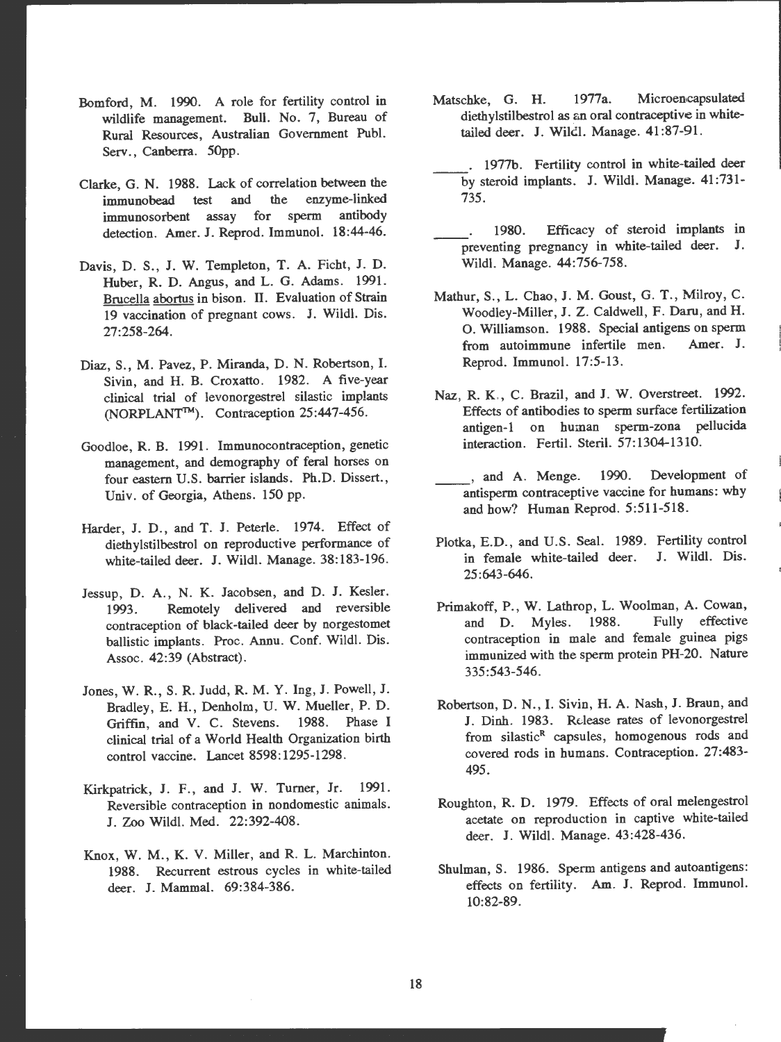Bomford, M. 1990. A role for fertility control in wildlife management. Bull. No. 7, Bureau of Rural Resources, Australian Government Publ. Serv., Canberra. 50pp.

Clarke, G. N. 1988. Lack of correlation between the immunobead test and the enzyme-linked immunosorbent assay for sperm antibody detection. Amer. J. Reprod. Immunol. 18:44-46.

Davis, D. S., J. W. Templeton, T. A. Ficht, J. D. Huber, R. D. Angus, and L. G. Adams. 1991. Brucella abortus in bison. II. Evaluation of Strain 19 vaccination of pregnant cows. J. Wildl. Dis. 27:258-264.

Diaz, S., M. Pavez, P. Miranda, D. N. Robertson, I. Sivin, and H. B. Croxatto. 1982. A five-year clinical trial of levonorgestrel silastic implants (NORPLANT™). Contraception 25:447-456.

Goodloe, R. B. 1991. Immunocontraception, genetic management, and demography of feral horses on four eastern U.S. barrier islands. Ph.D. Dissert., Univ. of Georgia, Athens. 150 pp.

Harder, J. D., and T. J. Peterle. 1974. Effect of diethylstilbestrol on reproductive performance of white-tailed deer. J. Wildl. Manage. 38:183-196.

Jessup, D. A., N. K. Jacobsen, and D. J. Kesler. 1993. Remotely delivered and reversible contraception of black-tailed deer by norgestomet ballistic implants. Proc. Annu. Conf. Wildl. Dis. Assoc. 42:39 (Abstract).

Jones, W. R., S. R. Judd, R. M. Y. Ing, J. Powell, J. Bradley, E. H., Denholm, U. W. Mueller, P. D. Griffin, and V. C. Stevens. 1988. Phase I clinical trial of a World Health Organization birth control vaccine. Lancet 8598:1295-1298.

Kirkpatrick, J. F., and J. W. Turner, Jr. 1991. Reversible contraception in nondomestic animals. J. Zoo Wildl. Med. 22:392-408.

Knox, W. M., K. V. Miller, and R. L. Marchinton. 1988. Recurrent estrous cycles in white-tailed deer. J. Mammal. 69:384-386.

Matschke, G. H. 1977a. Microencapsulated diethylstilbestrol as an oral contraceptive in white-tailed deer. J. Wildl. Manage. 41:87-91.

\_\_\_\_\_. 1977b. Fertility control in white-tailed deer by steroid implants. J. Wildl. Manage. 41:731-735.

\_\_\_\_\_. 1980. Efficacy of steroid implants in preventing pregnancy in white-tailed deer. J. Wildl. Manage. 44:756-758.

Mathur, S., L. Chao, J. M. Goust, G. T., Milroy, C. Woodley-Miller, J. Z. Caldwell, F. Daru, and H. O. Williamson. 1988. Special antigens on sperm from autoimmune infertile men. Amer. J. Reprod. Immunol. 17:5-13.

Naz, R. K., C. Brazil, and J. W. Overstreet. 1992. Effects of antibodies to sperm surface fertilization antigen-1 on human sperm-zona pellucida interaction. Fertil. Steril. 57:1304-1310.

\_\_\_\_\_, and A. Menge. 1990. Development of antisperm contraceptive vaccine for humans: why and how? Human Reprod. 5:511-518.

Plotka, E.D., and U.S. Seal. 1989. Fertility control in female white-tailed deer. J. Wildl. Dis. 25:643-646.

Primakoff, P., W. Lathrop, L. Woolman, A. Cowan, and D. Myles. 1988. Fully effective contraception in male and female guinea pigs immunized with the sperm protein PH-20. Nature 335:543-546.

Robertson, D. N., I. Sivin, H. A. Nash, J. Braun, and J. Dinh. 1983. Release rates of levonorgestrel from silastic[R] capsules, homogenous rods and covered rods in humans. Contraception. 27:483-495.

Roughton, R. D. 1979. Effects of oral melengestrol acetate on reproduction in captive white-tailed deer. J. Wildl. Manage. 43:428-436.

Shulman, S. 1986. Sperm antigens and autoantigens: effects on fertility. Am. J. Reprod. Immunol. 10:82-89.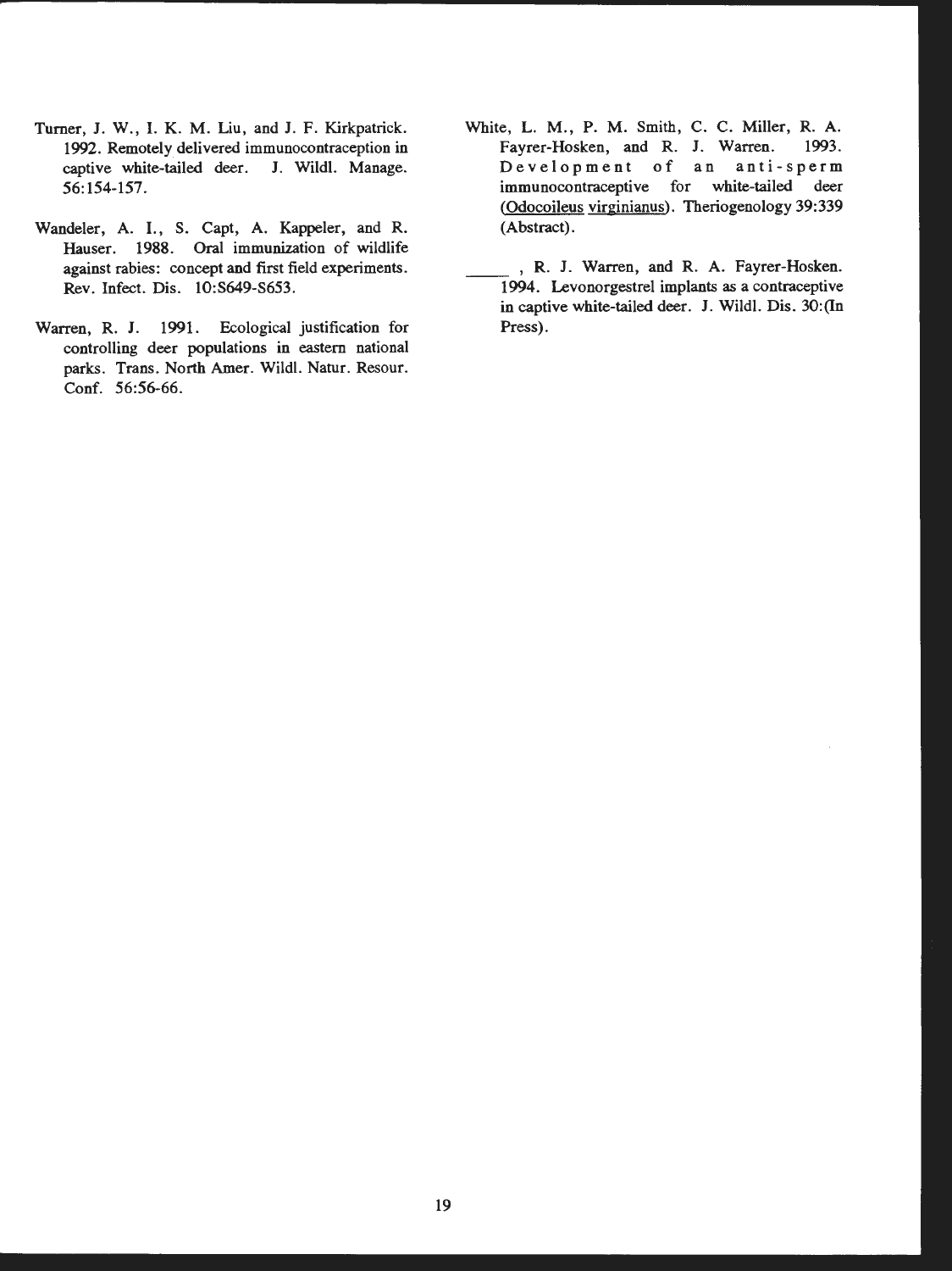Turner, J. W., I. K. M. Liu, and J. F. Kirkpatrick. 1992. Remotely delivered immunocontraception in captive white-tailed deer. J. Wildl. Manage. 56:154-157.

Wandeler, A. I., S. Capt, A. Kappeler, and R. Hauser. 1988. Oral immunization of wildlife against rabies: concept and first field experiments. Rev. Infect. Dis. 10:S649-S653.

Warren, R. J. 1991. Ecological justification for controlling deer populations in eastern national parks. Trans. North Amer. Wildl. Natur. Resour. Conf. 56:56-66.

White, L. M., P. M. Smith, C. C. Miller, R. A. Fayrer-Hosken, and R. J. Warren. 1993. Development of an anti-sperm immunocontraceptive for white-tailed deer (Odocoileus virginianus). Theriogenology 39:339 (Abstract).

_____ , R. J. Warren, and R. A. Fayrer-Hosken. 1994. Levonorgestrel implants as a contraceptive in captive white-tailed deer. J. Wildl. Dis. 30:(In Press).